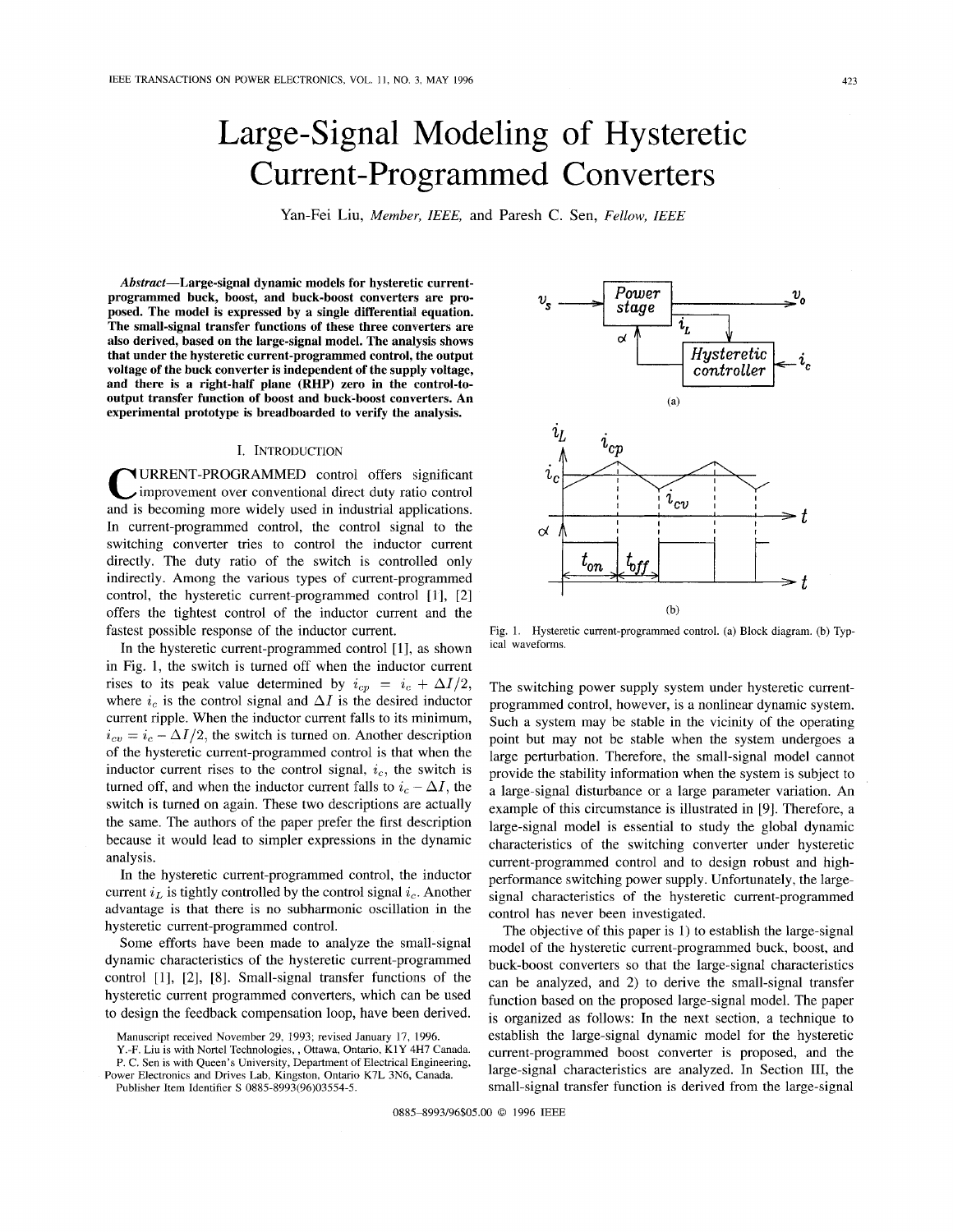# Large-Signal Modeling of Hysteretic Current-Programmed Converters

Yan-Fei Liu, *Member, IEEE,* and Paresh C. Sen, *Fellow, IEEE*

***Abstract*—Large-signal dynamic models for hysteretic current-programmed buck, boost, and buck-boost converters are proposed. The model is expressed by a single differential equation. The small-signal transfer functions of these three converters are also derived, based on the large-signal model. The analysis shows that under the hysteretic current-programmed control, the output voltage of the buck converter is independent of the supply voltage, and there is a right-half plane (RHP) zero in the control-to-output transfer function of boost and buck-boost converters. An experimental prototype is breadboarded to verify the analysis.**

## I. Introduction

CURRENT-PROGRAMMED control offers significant improvement over conventional direct duty ratio control and is becoming more widely used in industrial applications. In current-programmed control, the control signal to the switching converter tries to control the inductor current directly. The duty ratio of the switch is controlled only indirectly. Among the various types of current-programmed control, the hysteretic current-programmed control [1], [2] offers the tightest control of the inductor current and the fastest possible response of the inductor current.

In the hysteretic current-programmed control [1], as shown in Fig. 1, the switch is turned off when the inductor current rises to its peak value determined by $i_{cp} = i_c + \Delta I/2$, where $i_c$ is the control signal and $\Delta I$ is the desired inductor current ripple. When the inductor current falls to its minimum, $i_{cv} = i_c - \Delta I/2$, the switch is turned on. Another description of the hysteretic current-programmed control is that when the inductor current rises to the control signal, $i_c$, the switch is turned off, and when the inductor current falls to $i_c - \Delta I$, the switch is turned on again. These two descriptions are actually the same. The authors of the paper prefer the first description because it would lead to simpler expressions in the dynamic analysis.

In the hysteretic current-programmed control, the inductor current $i_L$ is tightly controlled by the control signal $i_c$. Another advantage is that there is no subharmonic oscillation in the hysteretic current-programmed control.

Some efforts have been made to analyze the small-signal dynamic characteristics of the hysteretic current-programmed control [1], [2], [8]. Small-signal transfer functions of the hysteretic current programmed converters, which can be used to design the feedback compensation loop, have been derived.

Fig. 1. Hysteretic current-programmed control. (a) Block diagram. (b) Typical waveforms.

The switching power supply system under hysteretic current-programmed control, however, is a nonlinear dynamic system. Such a system may be stable in the vicinity of the operating point but may not be stable when the system undergoes a large perturbation. Therefore, the small-signal model cannot provide the stability information when the system is subject to a large-signal disturbance or a large parameter variation. An example of this circumstance is illustrated in [9]. Therefore, a large-signal model is essential to study the global dynamic characteristics of the switching converter under hysteretic current-programmed control and to design robust and high-performance switching power supply. Unfortunately, the large-signal characteristics of the hysteretic current-programmed control has never been investigated.

The objective of this paper is 1) to establish the large-signal model of the hysteretic current-programmed buck, boost, and buck-boost converters so that the large-signal characteristics can be analyzed, and 2) to derive the small-signal transfer function based on the proposed large-signal model. The paper is organized as follows: In the next section, a technique to establish the large-signal dynamic model for the hysteretic current-programmed boost converter is proposed, and the large-signal characteristics are analyzed. In Section III, the small-signal transfer function is derived from the large-signal

Manuscript received November 29, 1993; revised January 17, 1996.

Y.-F. Liu is with Nortel Technologies, , Ottawa, Ontario, K1Y 4H7 Canada.

P. C. Sen is with Queen's University, Department of Electrical Engineering, Power Electronics and Drives Lab, Kingston, Ontario K7L 3N6, Canada.

Publisher Item Identifier S 0885-8993(96)03554-5.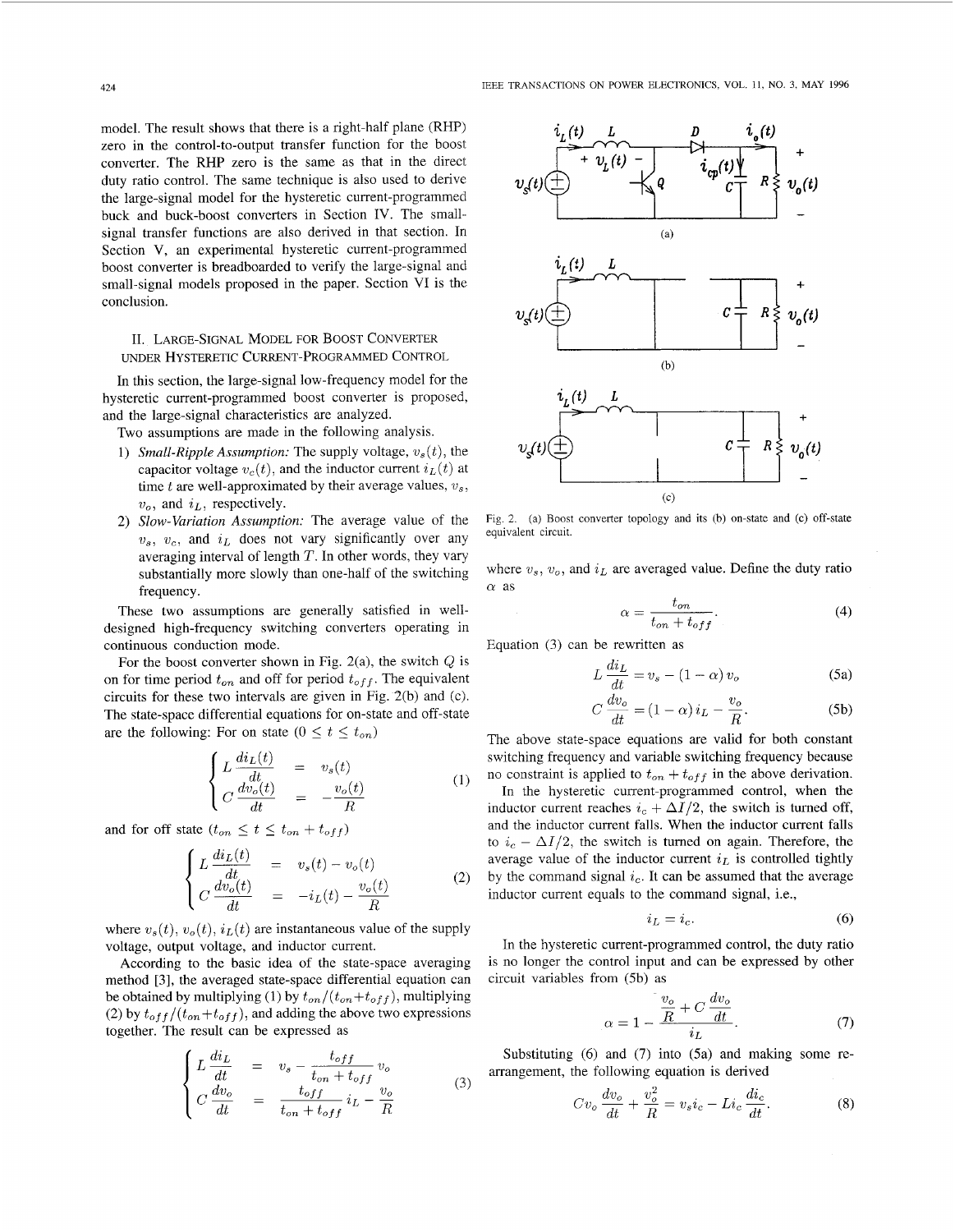model. The result shows that there is a right-half plane (RHP) zero in the control-to-output transfer function for the boost converter. The RHP zero is the same as that in the direct duty ratio control. The same technique is also used to derive the large-signal model for the hysteretic current-programmed buck and buck-boost converters in Section IV. The small-signal transfer functions are also derived in that section. In Section V, an experimental hysteretic current-programmed boost converter is breadboarded to verify the large-signal and small-signal models proposed in the paper. Section VI is the conclusion.

## II. Large-Signal Model for Boost Converter under Hysteretic Current-Programmed Control

In this section, the large-signal low-frequency model for the hysteretic current-programmed boost converter is proposed, and the large-signal characteristics are analyzed.

Two assumptions are made in the following analysis.

1) *Small-Ripple Assumption:* The supply voltage, $v_s(t)$, the capacitor voltage $v_c(t)$, and the inductor current $i_L(t)$ at time $t$ are well-approximated by their average values, $v_s$, $v_o$, and $i_L$, respectively.
2) *Slow-Variation Assumption:* The average value of the $v_s$, $v_c$, and $i_L$ does not vary significantly over any averaging interval of length $T$. In other words, they vary substantially more slowly than one-half of the switching frequency.

These two assumptions are generally satisfied in well-designed high-frequency switching converters operating in continuous conduction mode.

For the boost converter shown in Fig. 2(a), the switch $Q$ is on for time period $t_{on}$ and off for period $t_{off}$. The equivalent circuits for these two intervals are given in Fig. 2(b) and (c). The state-space differential equations for on-state and off-state are the following: For on state $(0 \leq t \leq t_{on})$

$$\begin{cases} L\dfrac{di_L(t)}{dt} = v_s(t) \\ C\dfrac{dv_o(t)}{dt} = -\dfrac{v_o(t)}{R} \end{cases} \tag{1}$$

and for off state $(t_{on} \leq t \leq t_{on} + t_{off})$

$$\begin{cases} L\dfrac{di_L(t)}{dt} = v_s(t) - v_o(t) \\ C\dfrac{dv_o(t)}{dt} = -i_L(t) - \dfrac{v_o(t)}{R} \end{cases} \tag{2}$$

where $v_s(t)$, $v_o(t)$, $i_L(t)$ are instantaneous value of the supply voltage, output voltage, and inductor current.

According to the basic idea of the state-space averaging method [3], the averaged state-space differential equation can be obtained by multiplying (1) by $t_{on}/(t_{on}+t_{off})$, multiplying (2) by $t_{off}/(t_{on}+t_{off})$, and adding the above two expressions together. The result can be expressed as

$$\begin{cases} L\dfrac{di_L}{dt} = v_s - \dfrac{t_{off}}{t_{on}+t_{off}}v_o \\ C\dfrac{dv_o}{dt} = \dfrac{t_{off}}{t_{on}+t_{off}}i_L - \dfrac{v_o}{R} \end{cases} \tag{3}$$

Fig. 2. (a) Boost converter topology and its (b) on-state and (c) off-state equivalent circuit.

where $v_s$, $v_o$, and $i_L$ are averaged value. Define the duty ratio $\alpha$ as

$$\alpha = \frac{t_{on}}{t_{on}+t_{off}}. \tag{4}$$

Equation (3) can be rewritten as

$$L\frac{di_L}{dt} = v_s - (1-\alpha)v_o \tag{5a}$$

$$C\frac{dv_o}{dt} = (1-\alpha)i_L - \frac{v_o}{R}. \tag{5b}$$

The above state-space equations are valid for both constant switching frequency and variable switching frequency because no constraint is applied to $t_{on} + t_{off}$ in the above derivation.

In the hysteretic current-programmed control, when the inductor current reaches $i_c + \Delta I/2$, the switch is turned off, and the inductor current falls. When the inductor current falls to $i_c - \Delta I/2$, the switch is turned on again. Therefore, the average value of the inductor current $i_L$ is controlled tightly by the command signal $i_c$. It can be assumed that the average inductor current equals to the command signal, i.e.,

$$i_L = i_c. \tag{6}$$

In the hysteretic current-programmed control, the duty ratio is no longer the control input and can be expressed by other circuit variables from (5b) as

$$\alpha = 1 - \frac{\dfrac{v_o}{R} + C\dfrac{dv_o}{dt}}{i_L}. \tag{7}$$

Substituting (6) and (7) into (5a) and making some re-arrangement, the following equation is derived

$$Cv_o\frac{dv_o}{dt} + \frac{v_o^2}{R} = v_s i_c - L i_c\frac{di_c}{dt}. \tag{8}$$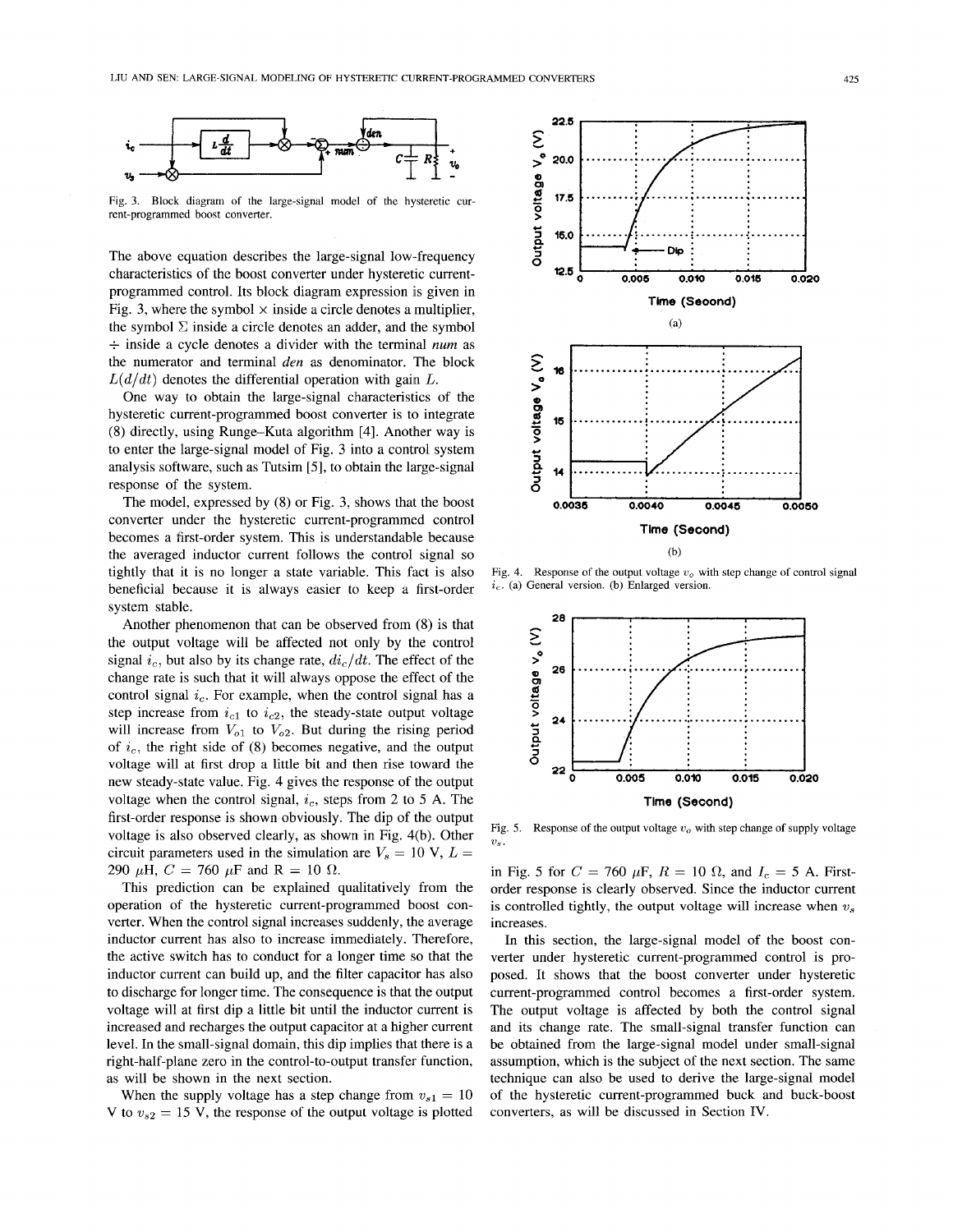Fig. 3. Block diagram of the large-signal model of the hysteretic current-programmed boost converter.

The above equation describes the large-signal low-frequency characteristics of the boost converter under hysteretic current-programmed control. Its block diagram expression is given in Fig. 3, where the symbol $\times$ inside a circle denotes a multiplier, the symbol $\Sigma$ inside a circle denotes an adder, and the symbol $\div$ inside a cycle denotes a divider with the terminal *num* as the numerator and terminal *den* as denominator. The block $L(d/dt)$ denotes the differential operation with gain $L$.

One way to obtain the large-signal characteristics of the hysteretic current-programmed boost converter is to integrate (8) directly, using Runge–Kuta algorithm [4]. Another way is to enter the large-signal model of Fig. 3 into a control system analysis software, such as Tutsim [5], to obtain the large-signal response of the system.

The model, expressed by (8) or Fig. 3, shows that the boost converter under the hysteretic current-programmed control becomes a first-order system. This is understandable because the averaged inductor current follows the control signal so tightly that it is no longer a state variable. This fact is also beneficial because it is always easier to keep a first-order system stable.

Another phenomenon that can be observed from (8) is that the output voltage will be affected not only by the control signal $i_c$, but also by its change rate, $di_c/dt$. The effect of the change rate is such that it will always oppose the effect of the control signal $i_c$. For example, when the control signal has a step increase from $i_{c1}$ to $i_{c2}$, the steady-state output voltage will increase from $V_{o1}$ to $V_{o2}$. But during the rising period of $i_c$, the right side of (8) becomes negative, and the output voltage will at first drop a little bit and then rise toward the new steady-state value. Fig. 4 gives the response of the output voltage when the control signal, $i_c$, steps from 2 to 5 A. The first-order response is shown obviously. The dip of the output voltage is also observed clearly, as shown in Fig. 4(b). Other circuit parameters used in the simulation are $V_s = 10$ V, $L = 290$ $\mu$H, $C = 760$ $\mu$F and $R = 10$ $\Omega$.

This prediction can be explained qualitatively from the operation of the hysteretic current-programmed boost converter. When the control signal increases suddenly, the average inductor current has also to increase immediately. Therefore, the active switch has to conduct for a longer time so that the inductor current can build up, and the filter capacitor has also to discharge for longer time. The consequence is that the output voltage will at first dip a little bit until the inductor current is increased and recharges the output capacitor at a higher current level. In the small-signal domain, this dip implies that there is a right-half-plane zero in the control-to-output transfer function, as will be shown in the next section.

When the supply voltage has a step change from $v_{s1} = 10$ V to $v_{s2} = 15$ V, the response of the output voltage is plotted in Fig. 5 for $C = 760$ $\mu$F, $R = 10$ $\Omega$, and $I_c = 5$ A. First-order response is clearly observed. Since the inductor current is controlled tightly, the output voltage will increase when $v_s$ increases.

Fig. 4. Response of the output voltage $v_o$ with step change of control signal $i_c$. (a) General version. (b) Enlarged version.

Fig. 5. Response of the output voltage $v_o$ with step change of supply voltage $v_s$.

In this section, the large-signal model of the boost converter under hysteretic current-programmed control is proposed. It shows that the boost converter under hysteretic current-programmed control becomes a first-order system. The output voltage is affected by both the control signal and its change rate. The small-signal transfer function can be obtained from the large-signal model under small-signal assumption, which is the subject of the next section. The same technique can also be used to derive the large-signal model of the hysteretic current-programmed buck and buck-boost converters, as will be discussed in Section IV.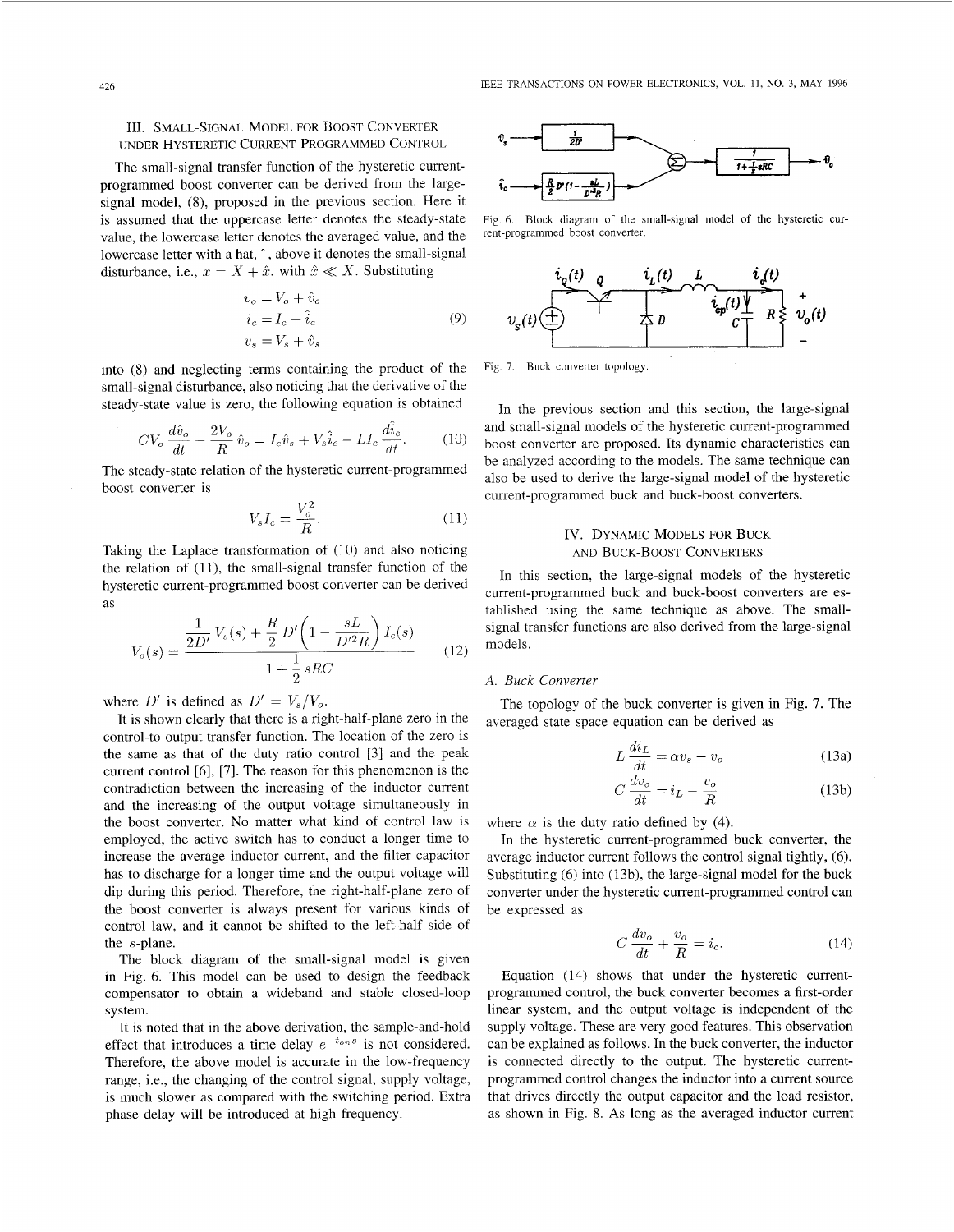## III. Small-Signal Model for Boost Converter under Hysteretic Current-Programmed Control

The small-signal transfer function of the hysteretic current-programmed boost converter can be derived from the large-signal model, (8), proposed in the previous section. Here it is assumed that the uppercase letter denotes the steady-state value, the lowercase letter denotes the averaged value, and the lowercase letter with a hat, ^, above it denotes the small-signal disturbance, i.e., $x = X + \hat{x}$, with $\hat{x} \ll X$. Substituting

$$\begin{aligned} v_o &= V_o + \hat{v}_o \\ i_c &= I_c + \hat{i}_c \\ v_s &= V_s + \hat{v}_s \end{aligned} \tag{9}$$

into (8) and neglecting terms containing the product of the small-signal disturbance, also noticing that the derivative of the steady-state value is zero, the following equation is obtained

$$CV_o \frac{d\hat{v}_o}{dt} + \frac{2V_o}{R}\hat{v}_o = I_c\hat{v}_s + V_s\hat{i}_c - LI_c\frac{d\hat{i}_c}{dt}. \tag{10}$$

The steady-state relation of the hysteretic current-programmed boost converter is

$$V_s I_c = \frac{V_o^2}{R}. \tag{11}$$

Taking the Laplace transformation of (10) and also noticing the relation of (11), the small-signal transfer function of the hysteretic current-programmed boost converter can be derived as

$$V_o(s) = \frac{\dfrac{1}{2D'}V_s(s) + \dfrac{R}{2}D'\left(1 - \dfrac{sL}{D'^2R}\right)I_c(s)}{1 + \dfrac{1}{2}sRC} \tag{12}$$

where $D'$ is defined as $D' = V_s/V_o$.

It is shown clearly that there is a right-half-plane zero in the control-to-output transfer function. The location of the zero is the same as that of the duty ratio control [3] and the peak current control [6], [7]. The reason for this phenomenon is the contradiction between the increasing of the inductor current and the increasing of the output voltage simultaneously in the boost converter. No matter what kind of control law is employed, the active switch has to conduct a longer time to increase the average inductor current, and the filter capacitor has to discharge for a longer time and the output voltage will dip during this period. Therefore, the right-half-plane zero of the boost converter is always present for various kinds of control law, and it cannot be shifted to the left-half side of the $s$-plane.

The block diagram of the small-signal model is given in Fig. 6. This model can be used to design the feedback compensator to obtain a wideband and stable closed-loop system.

It is noted that in the above derivation, the sample-and-hold effect that introduces a time delay $e^{-t_{on}s}$ is not considered. Therefore, the above model is accurate in the low-frequency range, i.e., the changing of the control signal, supply voltage, is much slower as compared with the switching period. Extra phase delay will be introduced at high frequency.

Fig. 6. Block diagram of the small-signal model of the hysteretic current-programmed boost converter.

Fig. 7. Buck converter topology.

In the previous section and this section, the large-signal and small-signal models of the hysteretic current-programmed boost converter are proposed. Its dynamic characteristics can be analyzed according to the models. The same technique can also be used to derive the large-signal model of the hysteretic current-programmed buck and buck-boost converters.

## IV. Dynamic Models for Buck and Buck-Boost Converters

In this section, the large-signal models of the hysteretic current-programmed buck and buck-boost converters are established using the same technique as above. The small-signal transfer functions are also derived from the large-signal models.

### A. Buck Converter

The topology of the buck converter is given in Fig. 7. The averaged state space equation can be derived as

$$L\frac{di_L}{dt} = \alpha v_s - v_o \tag{13a}$$

$$C\frac{dv_o}{dt} = i_L - \frac{v_o}{R} \tag{13b}$$

where $\alpha$ is the duty ratio defined by (4).

In the hysteretic current-programmed buck converter, the average inductor current follows the control signal tightly, (6). Substituting (6) into (13b), the large-signal model for the buck converter under the hysteretic current-programmed control can be expressed as

$$C\frac{dv_o}{dt} + \frac{v_o}{R} = i_c. \tag{14}$$

Equation (14) shows that under the hysteretic current-programmed control, the buck converter becomes a first-order linear system, and the output voltage is independent of the supply voltage. These are very good features. This observation can be explained as follows. In the buck converter, the inductor is connected directly to the output. The hysteretic current-programmed control changes the inductor into a current source that drives directly the output capacitor and the load resistor, as shown in Fig. 8. As long as the averaged inductor current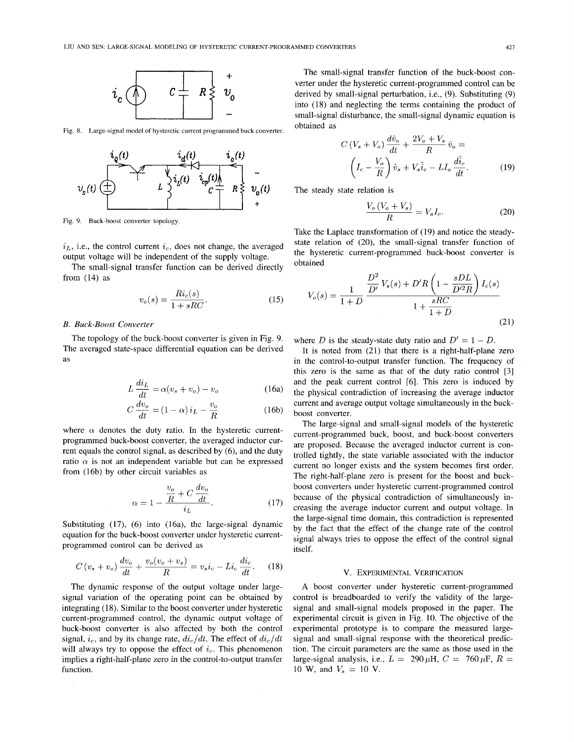Fig. 8. Large-signal model of hysteretic current programmed buck converter.

Fig. 9. Buck-boost converter topology.

$i_L$, i.e., the control current $i_c$ does not change, the averaged output voltage will be independent of the supply voltage.

The small-signal transfer function can be derived directly from (14) as

$$v_o(s) = \frac{Ri_c(s)}{1 + sRC}. \tag{15}$$

### B. Buck-Boost Converter

The topology of the buck-boost converter is given in Fig. 9. The averaged state-space differential equation can be derived as

$$L\frac{di_L}{dt} = \alpha(v_s + v_o) - v_o \tag{16a}$$

$$C\frac{dv_o}{dt} = (1 - \alpha)\, i_L - \frac{v_o}{R} \tag{16b}$$

where $\alpha$ denotes the duty ratio. In the hysteretic current-programmed buck-boost converter, the averaged inductor current equals the control signal, as described by (6), and the duty ratio $\alpha$ is not an independent variable but can be expressed from (16b) by other circuit variables as

$$\alpha = 1 - \frac{\dfrac{v_o}{R} + C\dfrac{dv_o}{dt}}{i_L}. \tag{17}$$

Substituting (17), (6) into (16a), the large-signal dynamic equation for the buck-boost converter under hysteretic current-programmed control can be derived as

$$C(v_s + v_o)\frac{dv_o}{dt} + \frac{v_o(v_o + v_s)}{R} = v_s i_c - Li_c\frac{di_c}{dt}. \tag{18}$$

The dynamic response of the output voltage under large-signal variation of the operating point can be obtained by integrating (18). Similar to the boost converter under hysteretic current-programmed control, the dynamic output voltage of buck-boost converter is also affected by both the control signal, $i_c$, and by its change rate, $di_c/dt$. The effect of $di_c/dt$ will always try to oppose the effect of $i_c$. This phenomenon implies a right-half-plane zero in the control-to-output transfer function.

The small-signal transfer function of the buck-boost converter under the hysteretic current-programmed control can be derived by small-signal perturbation, i.e., (9). Substituting (9) into (18) and neglecting the terms containing the product of small-signal disturbance, the small-signal dynamic equation is obtained as

$$C(V_s + V_o)\frac{d\hat{v}_o}{dt} + \frac{2V_o + V_s}{R}\hat{v}_o = \left(I_c - \frac{V_o}{R}\right)\hat{v}_s + V_s\hat{i}_c - LI_o\frac{d\hat{i}_c}{dt}. \tag{19}$$

The steady state relation is

$$\frac{V_o(V_o + V_s)}{R} = V_s I_c. \tag{20}$$

Take the Laplace transformation of (19) and notice the steady-state relation of (20), the small-signal transfer function of the hysteretic current-programmed buck-boost converter is obtained

$$V_o(s) = \frac{1}{1 + D}\,\frac{\dfrac{D^2}{D'}V_s(s) + D'R\left(1 - \dfrac{sDL}{D'^2R}\right)I_c(s)}{1 + \dfrac{sRC}{1 + D}} \tag{21}$$

where $D$ is the steady-state duty ratio and $D' = 1 - D$.

It is noted from (21) that there is a right-half-plane zero in the control-to-output transfer function. The frequency of this zero is the same as that of the duty ratio control [3] and the peak current control [6]. This zero is induced by the physical contradiction of increasing the average inductor current and average output voltage simultaneously in the buck-boost converter.

The large-signal and small-signal models of the hysteretic current-programmed buck, boost, and buck-boost converters are proposed. Because the averaged inductor current is controlled tightly, the state variable associated with the inductor current no longer exists and the system becomes first order. The right-half-plane zero is present for the boost and buck-boost converters under hysteretic current-programmed control because of the physical contradiction of simultaneously increasing the average inductor current and output voltage. In the large-signal time domain, this contradiction is represented by the fact that the effect of the change rate of the control signal always tries to oppose the effect of the control signal itself.

## V. Experimental Verification

A boost converter under hysteretic current-programmed control is breadboarded to verify the validity of the large-signal and small-signal models proposed in the paper. The experimental circuit is given in Fig. 10. The objective of the experimental prototype is to compare the measured large-signal and small-signal response with the theoretical prediction. The circuit parameters are the same as those used in the large-signal analysis, i.e., $L = 290\,\mu$H, $C = 760\,\mu$F, $R = 10$ W, and $V_s = 10$ V.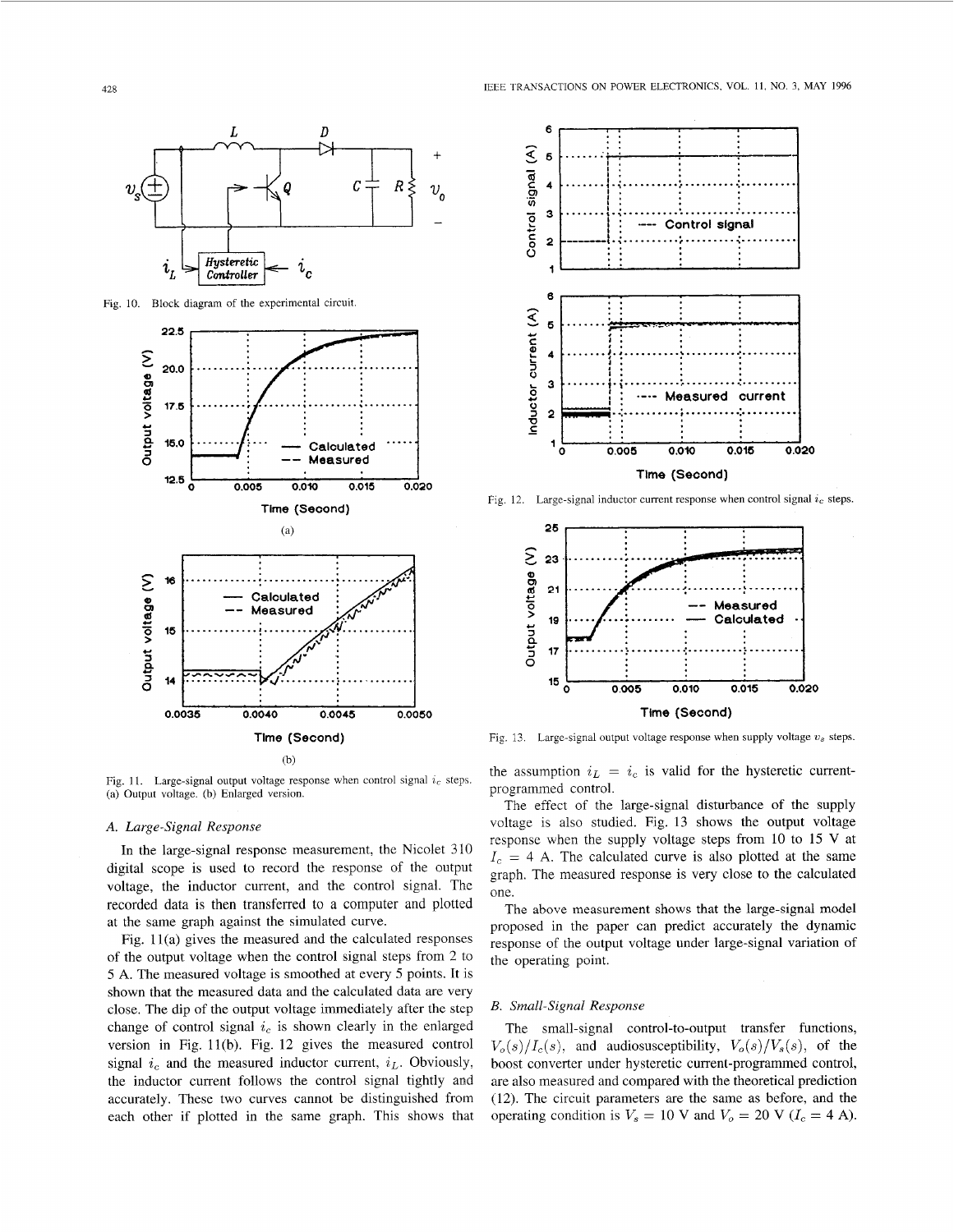Fig. 10. Block diagram of the experimental circuit.

Fig. 11. Large-signal output voltage response when control signal $i_c$ steps. (a) Output voltage. (b) Enlarged version.

### A. Large-Signal Response

In the large-signal response measurement, the Nicolet 310 digital scope is used to record the response of the output voltage, the inductor current, and the control signal. The recorded data is then transferred to a computer and plotted at the same graph against the simulated curve.

Fig. 11(a) gives the measured and the calculated responses of the output voltage when the control signal steps from 2 to 5 A. The measured voltage is smoothed at every 5 points. It is shown that the measured data and the calculated data are very close. The dip of the output voltage immediately after the step change of control signal $i_c$ is shown clearly in the enlarged version in Fig. 11(b). Fig. 12 gives the measured control signal $i_c$ and the measured inductor current, $i_L$. Obviously, the inductor current follows the control signal tightly and accurately. These two curves cannot be distinguished from each other if plotted in the same graph. This shows that the assumption $i_L = i_c$ is valid for the hysteretic current-programmed control.

Fig. 12. Large-signal inductor current response when control signal $i_c$ steps.

Fig. 13. Large-signal output voltage response when supply voltage $v_s$ steps.

The effect of the large-signal disturbance of the supply voltage is also studied. Fig. 13 shows the output voltage response when the supply voltage steps from 10 to 15 V at $I_c = 4$ A. The calculated curve is also plotted at the same graph. The measured response is very close to the calculated one.

The above measurement shows that the large-signal model proposed in the paper can predict accurately the dynamic response of the output voltage under large-signal variation of the operating point.

### B. Small-Signal Response

The small-signal control-to-output transfer functions, $V_o(s)/I_c(s)$, and audiosusceptibility, $V_o(s)/V_s(s)$, of the boost converter under hysteretic current-programmed control, are also measured and compared with the theoretical prediction (12). The circuit parameters are the same as before, and the operating condition is $V_s = 10$ V and $V_o = 20$ V ($I_c = 4$ A).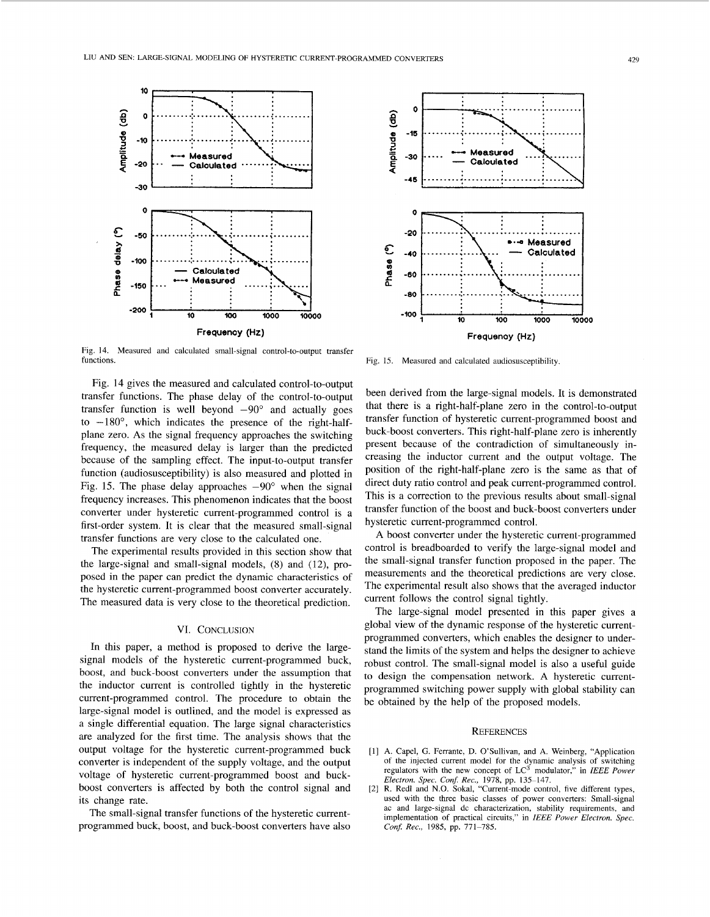10
0
-10
-20
-30
Amplitude (db)
Measured
Calculated

0
-50
-100
-150
-200
Phase delay (°)
Calculated
Measured
1 10 100 1000 10000
Frequency (Hz)

Fig. 14. Measured and calculated small-signal control-to-output transfer functions.

0
-15
-30
-45
Amplitude (db)
Measured
Calculated

0
-20
-40
-60
-80
-100
Phase (°)
Measured
Calculated
1 10 100 1000 10000
Frequency (Hz)

Fig. 15. Measured and calculated audiosusceptibility.

Fig. 14 gives the measured and calculated control-to-output transfer functions. The phase delay of the control-to-output transfer function is well beyond $-90°$ and actually goes to $-180°$, which indicates the presence of the right-half-plane zero. As the signal frequency approaches the switching frequency, the measured delay is larger than the predicted because of the sampling effect. The input-to-output transfer function (audiosusceptibility) is also measured and plotted in Fig. 15. The phase delay approaches $-90°$ when the signal frequency increases. This phenomenon indicates that the boost converter under hysteretic current-programmed control is a first-order system. It is clear that the measured small-signal transfer functions are very close to the calculated one.

The experimental results provided in this section show that the large-signal and small-signal models, (8) and (12), proposed in the paper can predict the dynamic characteristics of the hysteretic current-programmed boost converter accurately. The measured data is very close to the theoretical prediction.

## VI. Conclusion

In this paper, a method is proposed to derive the large-signal models of the hysteretic current-programmed buck, boost, and buck-boost converters under the assumption that the inductor current is controlled tightly in the hysteretic current-programmed control. The procedure to obtain the large-signal model is outlined, and the model is expressed as a single differential equation. The large signal characteristics are analyzed for the first time. The analysis shows that the output voltage for the hysteretic current-programmed buck converter is independent of the supply voltage, and the output voltage of hysteretic current-programmed boost and buck-boost converters is affected by both the control signal and its change rate.

The small-signal transfer functions of the hysteretic current-programmed buck, boost, and buck-boost converters have also been derived from the large-signal models. It is demonstrated that there is a right-half-plane zero in the control-to-output transfer function of hysteretic current-programmed boost and buck-boost converters. This right-half-plane zero is inherently present because of the contradiction of simultaneously increasing the inductor current and the output voltage. The position of the right-half-plane zero is the same as that of direct duty ratio control and peak current-programmed control. This is a correction to the previous results about small-signal transfer function of the boost and buck-boost converters under hysteretic current-programmed control.

A boost converter under the hysteretic current-programmed control is breadboarded to verify the large-signal model and the small-signal transfer function proposed in the paper. The measurements and the theoretical predictions are very close. The experimental result also shows that the averaged inductor current follows the control signal tightly.

The large-signal model presented in this paper gives a global view of the dynamic response of the hysteretic current-programmed converters, which enables the designer to understand the limits of the system and helps the designer to achieve robust control. The small-signal model is also a useful guide to design the compensation network. A hysteretic current-programmed switching power supply with global stability can be obtained by the help of the proposed models.

## References

[1] A. Capel, G. Ferrante, D. O'Sullivan, and A. Weinberg, "Application of the injected current model for the dynamic analysis of switching regulators with the new concept of LC$^3$ modulator," in *IEEE Power Electron. Spec. Conf. Rec.*, 1978, pp. 135–147.

[2] R. Redl and N.O. Sokal, "Current-mode control, five different types, used with the three basic classes of power converters: Small-signal ac and large-signal dc characterization, stability requirements, and implementation of practical circuits," in *IEEE Power Electron. Spec. Conf. Rec.*, 1985, pp. 771–785.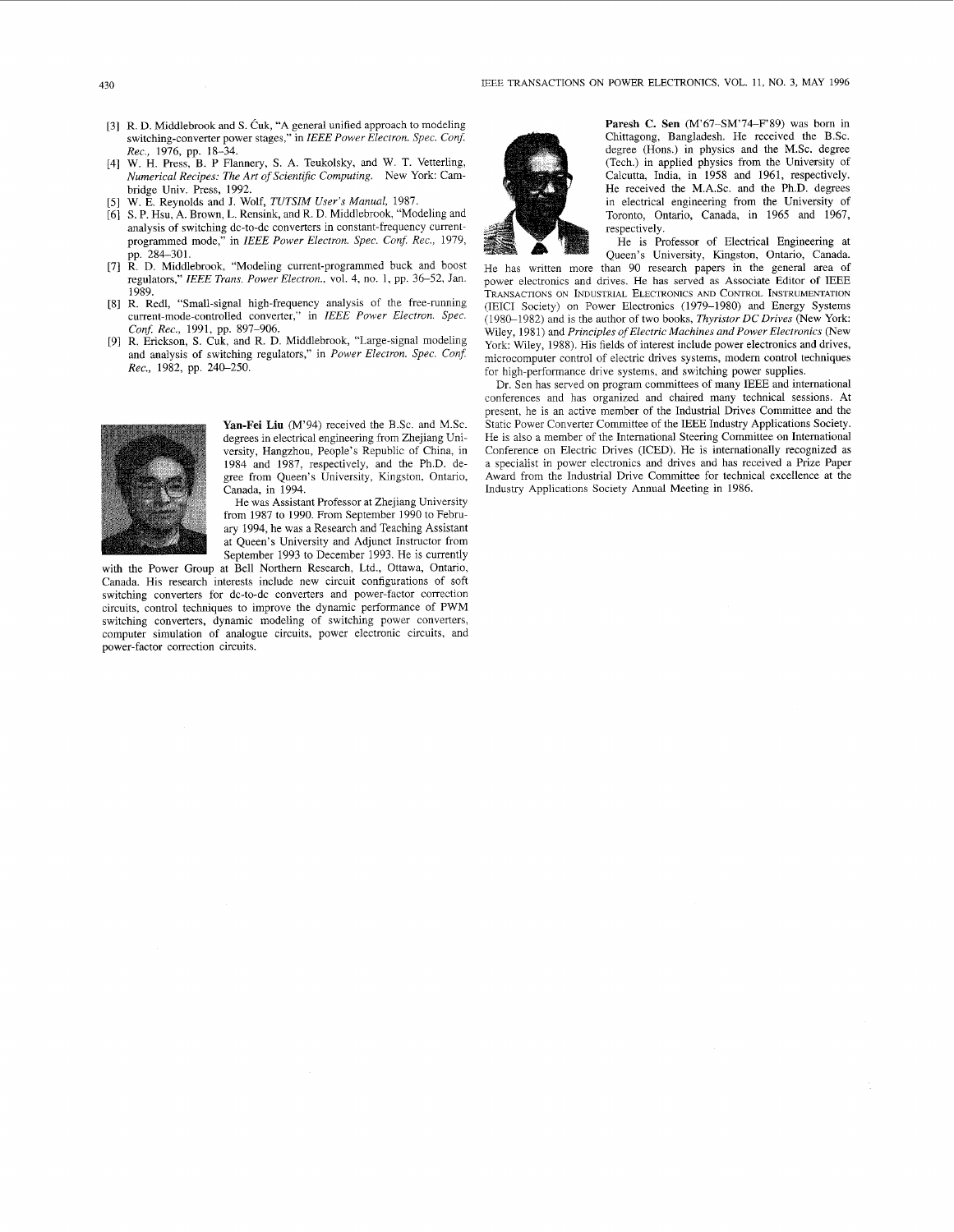[3] R. D. Middlebrook and S. Ćuk, "A general unified approach to modeling switching-converter power stages," in *IEEE Power Electron. Spec. Conf. Rec.,* 1976, pp. 18–34.

[4] W. H. Press, B. P Flannery, S. A. Teukolsky, and W. T. Vetterling, *Numerical Recipes: The Art of Scientific Computing.* New York: Cambridge Univ. Press, 1992.

[5] W. E. Reynolds and J. Wolf, *TUTSIM User's Manual,* 1987.

[6] S. P. Hsu, A. Brown, L. Rensink, and R. D. Middlebrook, "Modeling and analysis of switching dc-to-dc converters in constant-frequency current-programmed mode," in *IEEE Power Electron. Spec. Conf. Rec.,* 1979, pp. 284–301.

[7] R. D. Middlebrook, "Modeling current-programmed buck and boost regulators," *IEEE Trans. Power Electron.,* vol. 4, no. 1, pp. 36–52, Jan. 1989.

[8] R. Redl, "Small-signal high-frequency analysis of the free-running current-mode-controlled converter," in *IEEE Power Electron. Spec. Conf. Rec.,* 1991, pp. 897–906.

[9] R. Erickson, S. Cuk, and R. D. Middlebrook, "Large-signal modeling and analysis of switching regulators," in *Power Electron. Spec. Conf. Rec.,* 1982, pp. 240–250.

**Yan-Fei Liu** (M'94) received the B.Sc. and M.Sc. degrees in electrical engineering from Zhejiang University, Hangzhou, People's Republic of China, in 1984 and 1987, respectively, and the Ph.D. degree from Queen's University, Kingston, Ontario, Canada, in 1994.

He was Assistant Professor at Zhejiang University from 1987 to 1990. From September 1990 to February 1994, he was a Research and Teaching Assistant at Queen's University and Adjunct Instructor from September 1993 to December 1993. He is currently with the Power Group at Bell Northern Research, Ltd., Ottawa, Ontario, Canada. His research interests include new circuit configurations of soft switching converters for dc-to-dc converters and power-factor correction circuits, control techniques to improve the dynamic performance of PWM switching converters, dynamic modeling of switching power converters, computer simulation of analogue circuits, power electronic circuits, and power-factor correction circuits.

**Paresh C. Sen** (M'67–SM'74–F'89) was born in Chittagong, Bangladesh. He received the B.Sc. degree (Hons.) in physics and the M.Sc. degree (Tech.) in applied physics from the University of Calcutta, India, in 1958 and 1961, respectively. He received the M.A.Sc. and the Ph.D. degrees in electrical engineering from the University of Toronto, Ontario, Canada, in 1965 and 1967, respectively.

He is Professor of Electrical Engineering at Queen's University, Kingston, Ontario, Canada. He has written more than 90 research papers in the general area of power electronics and drives. He has served as Associate Editor of IEEE TRANSACTIONS ON INDUSTRIAL ELECTRONICS AND CONTROL INSTRUMENTATION (IEICI Society) on Power Electronics (1979–1980) and Energy Systems (1980–1982) and is the author of two books, *Thyristor DC Drives* (New York: Wiley, 1981) and *Principles of Electric Machines and Power Electronics* (New York: Wiley, 1988). His fields of interest include power electronics and drives, microcomputer control of electric drives systems, modern control techniques for high-performance drive systems, and switching power supplies.

Dr. Sen has served on program committees of many IEEE and international conferences and has organized and chaired many technical sessions. At present, he is an active member of the Industrial Drives Committee and the Static Power Converter Committee of the IEEE Industry Applications Society. He is also a member of the International Steering Committee on International Conference on Electric Drives (ICED). He is internationally recognized as a specialist in power electronics and drives and has received a Prize Paper Award from the Industrial Drive Committee for technical excellence at the Industry Applications Society Annual Meeting in 1986.